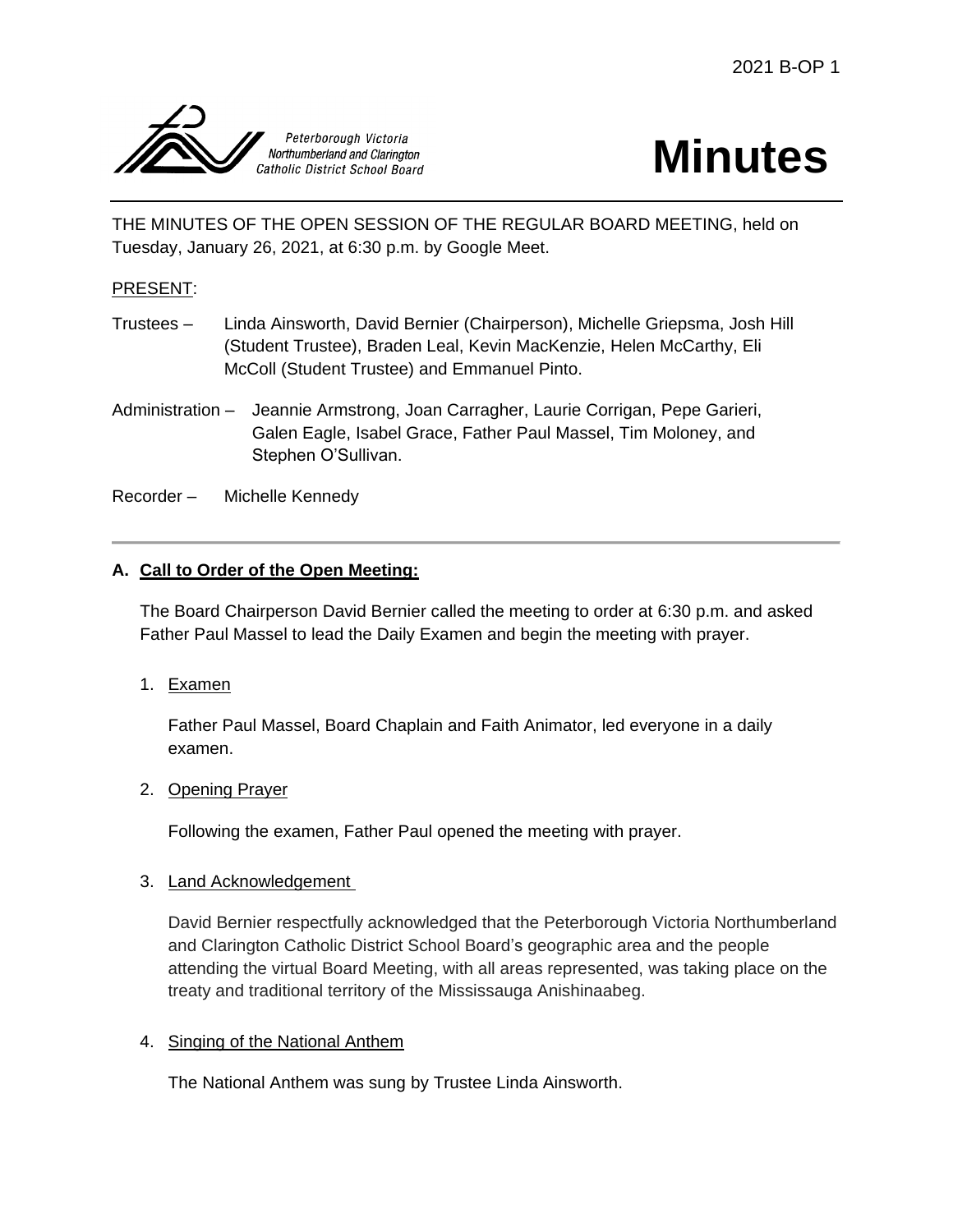2021 B-OP 1

Peterborough Victoria Northumberland and Clarington Catholic District School Board

# Minutes

THE MINUTES OF THE OPEN SESSION OF THE REGULAR BOARD MEETING, held on Tuesday, January 26, 2021, at 6:30 p.m. by Google Meet.

PRESENT:

Trustees – Linda Ainsworth, David Bernier (Chairperson), Michelle Griepsma, Josh Hill (Student Trustee), Braden Leal, Kevin MacKenzie, Helen McCarthy, Eli McColl (Student Trustee) and Emmanuel Pinto.

Administration – Jeannie Armstrong, Joan Carragher, Laurie Corrigan, Pepe Garieri, Galen Eagle, Isabel Grace, Father Paul Massel, Tim Moloney, and Stephen O'Sullivan.

Recorder – Michelle Kennedy

---

**A. Call to Order of the Open Meeting:**

The Board Chairperson David Bernier called the meeting to order at 6:30 p.m. and asked Father Paul Massel to lead the Daily Examen and begin the meeting with prayer.

1. Examen

   Father Paul Massel, Board Chaplain and Faith Animator, led everyone in a daily examen.

2. Opening Prayer

   Following the examen, Father Paul opened the meeting with prayer.

3. Land Acknowledgement

   David Bernier respectfully acknowledged that the Peterborough Victoria Northumberland and Clarington Catholic District School Board's geographic area and the people attending the virtual Board Meeting, with all areas represented, was taking place on the treaty and traditional territory of the Mississauga Anishinaabeg.

4. Singing of the National Anthem

   The National Anthem was sung by Trustee Linda Ainsworth.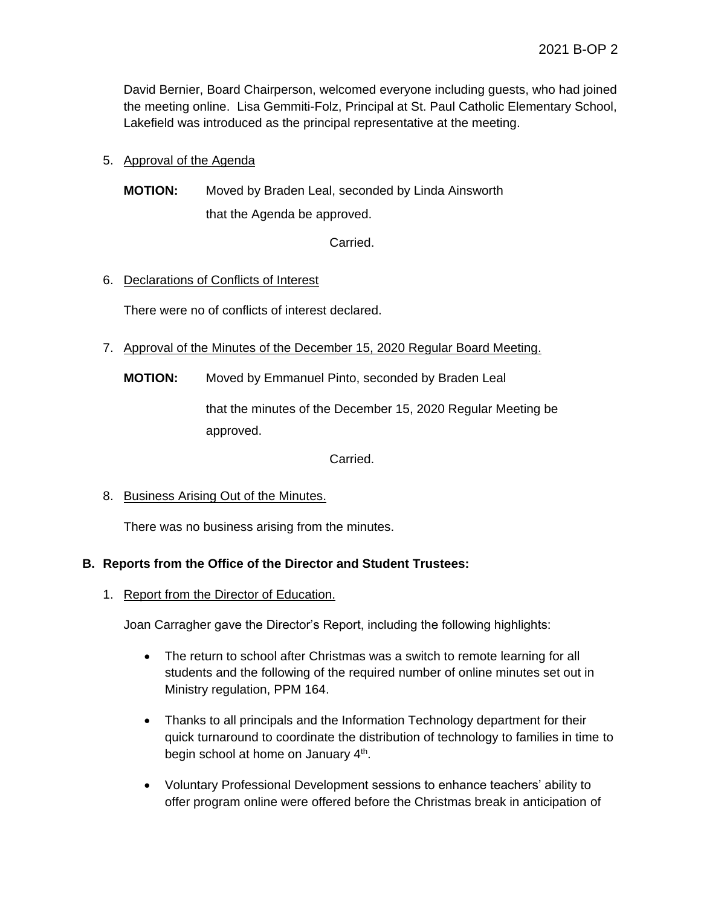David Bernier, Board Chairperson, welcomed everyone including guests, who had joined the meeting online. Lisa Gemmiti-Folz, Principal at St. Paul Catholic Elementary School, Lakefield was introduced as the principal representative at the meeting.

5. Approval of the Agenda

   **MOTION:** Moved by Braden Leal, seconded by Linda Ainsworth that the Agenda be approved.

   Carried.

6. Declarations of Conflicts of Interest

   There were no of conflicts of interest declared.

7. Approval of the Minutes of the December 15, 2020 Regular Board Meeting.

   **MOTION:** Moved by Emmanuel Pinto, seconded by Braden Leal

   that the minutes of the December 15, 2020 Regular Meeting be approved.

   Carried.

8. Business Arising Out of the Minutes.

   There was no business arising from the minutes.

## B. Reports from the Office of the Director and Student Trustees:

1. Report from the Director of Education.

   Joan Carragher gave the Director's Report, including the following highlights:

   - The return to school after Christmas was a switch to remote learning for all students and the following of the required number of online minutes set out in Ministry regulation, PPM 164.
   - Thanks to all principals and the Information Technology department for their quick turnaround to coordinate the distribution of technology to families in time to begin school at home on January 4th.
   - Voluntary Professional Development sessions to enhance teachers' ability to offer program online were offered before the Christmas break in anticipation of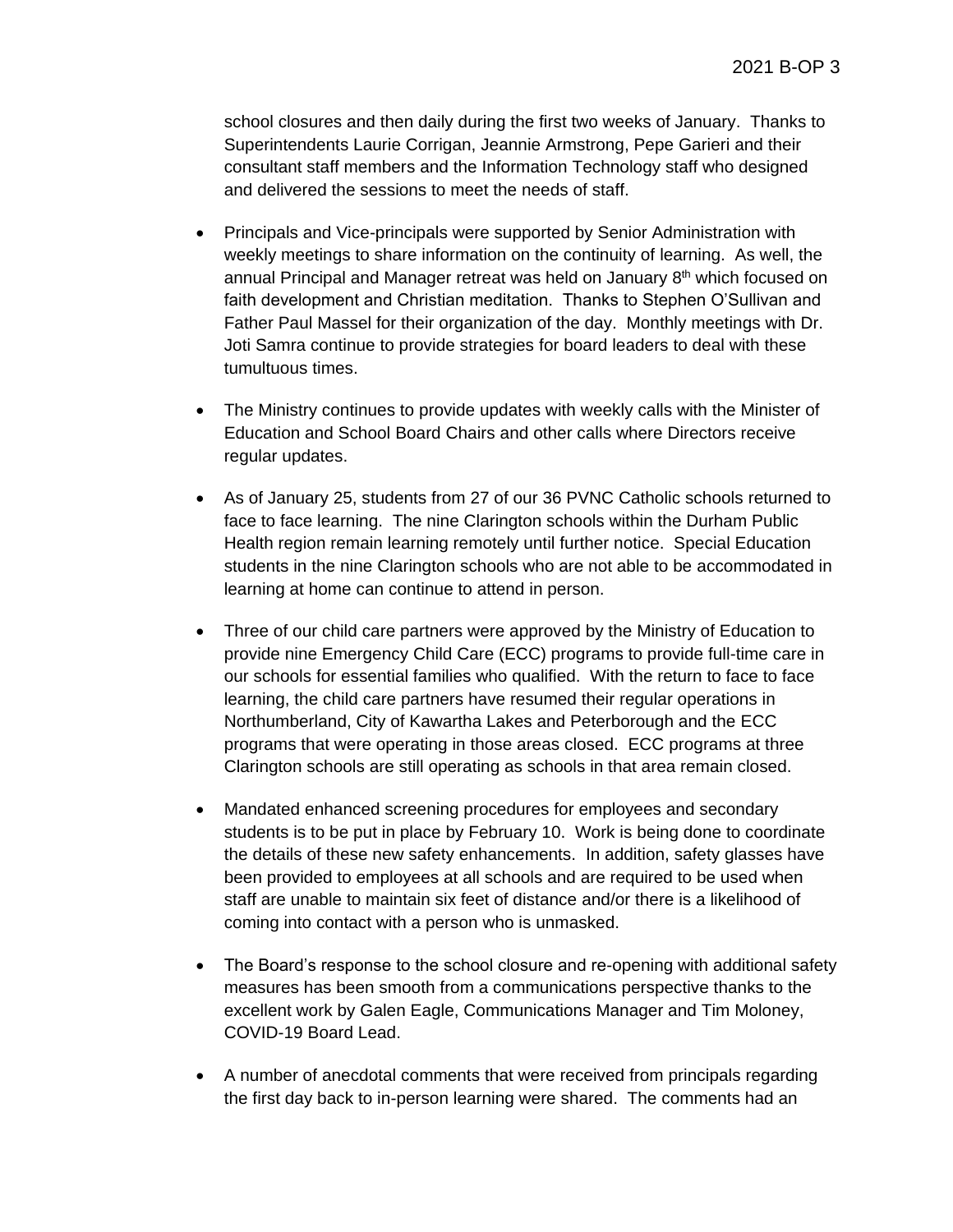school closures and then daily during the first two weeks of January. Thanks to Superintendents Laurie Corrigan, Jeannie Armstrong, Pepe Garieri and their consultant staff members and the Information Technology staff who designed and delivered the sessions to meet the needs of staff.

- Principals and Vice-principals were supported by Senior Administration with weekly meetings to share information on the continuity of learning. As well, the annual Principal and Manager retreat was held on January 8th which focused on faith development and Christian meditation. Thanks to Stephen O'Sullivan and Father Paul Massel for their organization of the day. Monthly meetings with Dr. Joti Samra continue to provide strategies for board leaders to deal with these tumultuous times.

- The Ministry continues to provide updates with weekly calls with the Minister of Education and School Board Chairs and other calls where Directors receive regular updates.

- As of January 25, students from 27 of our 36 PVNC Catholic schools returned to face to face learning. The nine Clarington schools within the Durham Public Health region remain learning remotely until further notice. Special Education students in the nine Clarington schools who are not able to be accommodated in learning at home can continue to attend in person.

- Three of our child care partners were approved by the Ministry of Education to provide nine Emergency Child Care (ECC) programs to provide full-time care in our schools for essential families who qualified. With the return to face to face learning, the child care partners have resumed their regular operations in Northumberland, City of Kawartha Lakes and Peterborough and the ECC programs that were operating in those areas closed. ECC programs at three Clarington schools are still operating as schools in that area remain closed.

- Mandated enhanced screening procedures for employees and secondary students is to be put in place by February 10. Work is being done to coordinate the details of these new safety enhancements. In addition, safety glasses have been provided to employees at all schools and are required to be used when staff are unable to maintain six feet of distance and/or there is a likelihood of coming into contact with a person who is unmasked.

- The Board's response to the school closure and re-opening with additional safety measures has been smooth from a communications perspective thanks to the excellent work by Galen Eagle, Communications Manager and Tim Moloney, COVID-19 Board Lead.

- A number of anecdotal comments that were received from principals regarding the first day back to in-person learning were shared. The comments had an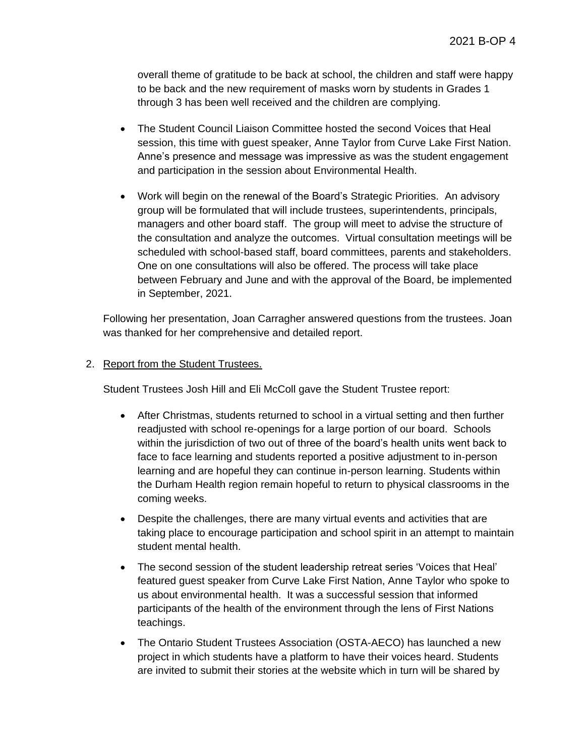overall theme of gratitude to be back at school, the children and staff were happy to be back and the new requirement of masks worn by students in Grades 1 through 3 has been well received and the children are complying.

- The Student Council Liaison Committee hosted the second Voices that Heal session, this time with guest speaker, Anne Taylor from Curve Lake First Nation. Anne's presence and message was impressive as was the student engagement and participation in the session about Environmental Health.

- Work will begin on the renewal of the Board's Strategic Priorities. An advisory group will be formulated that will include trustees, superintendents, principals, managers and other board staff. The group will meet to advise the structure of the consultation and analyze the outcomes. Virtual consultation meetings will be scheduled with school-based staff, board committees, parents and stakeholders. One on one consultations will also be offered. The process will take place between February and June and with the approval of the Board, be implemented in September, 2021.

Following her presentation, Joan Carragher answered questions from the trustees. Joan was thanked for her comprehensive and detailed report.

2. Report from the Student Trustees.

Student Trustees Josh Hill and Eli McColl gave the Student Trustee report:

- After Christmas, students returned to school in a virtual setting and then further readjusted with school re-openings for a large portion of our board. Schools within the jurisdiction of two out of three of the board's health units went back to face to face learning and students reported a positive adjustment to in-person learning and are hopeful they can continue in-person learning. Students within the Durham Health region remain hopeful to return to physical classrooms in the coming weeks.
- Despite the challenges, there are many virtual events and activities that are taking place to encourage participation and school spirit in an attempt to maintain student mental health.
- The second session of the student leadership retreat series 'Voices that Heal' featured guest speaker from Curve Lake First Nation, Anne Taylor who spoke to us about environmental health. It was a successful session that informed participants of the health of the environment through the lens of First Nations teachings.
- The Ontario Student Trustees Association (OSTA-AECO) has launched a new project in which students have a platform to have their voices heard. Students are invited to submit their stories at the website which in turn will be shared by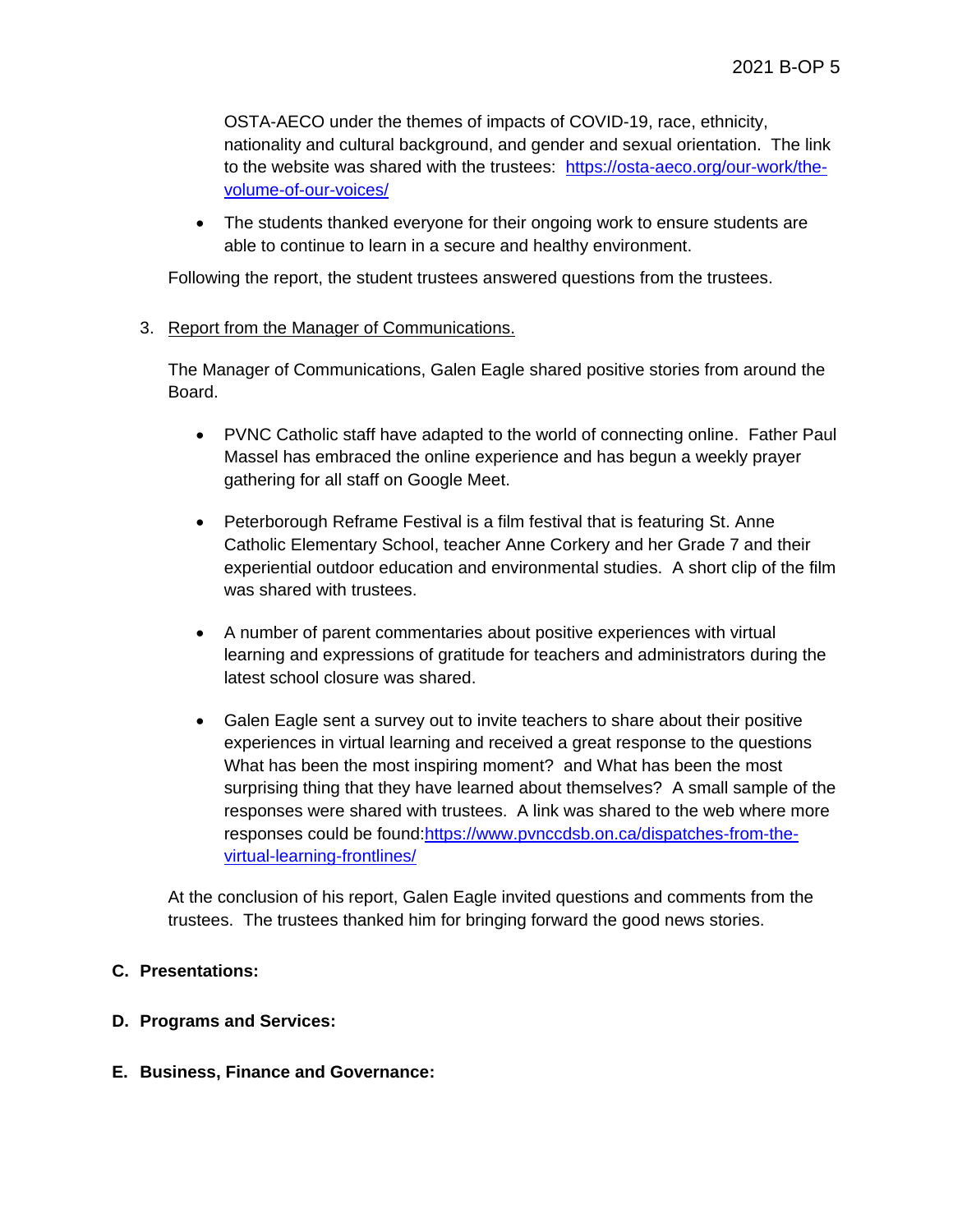OSTA-AECO under the themes of impacts of COVID-19, race, ethnicity, nationality and cultural background, and gender and sexual orientation. The link to the website was shared with the trustees: [https://osta-aeco.org/our-work/the-volume-of-our-voices/](https://osta-aeco.org/our-work/the-volume-of-our-voices/)

- The students thanked everyone for their ongoing work to ensure students are able to continue to learn in a secure and healthy environment.

Following the report, the student trustees answered questions from the trustees.

3. Report from the Manager of Communications.

   The Manager of Communications, Galen Eagle shared positive stories from around the Board.

   - PVNC Catholic staff have adapted to the world of connecting online. Father Paul Massel has embraced the online experience and has begun a weekly prayer gathering for all staff on Google Meet.

   - Peterborough Reframe Festival is a film festival that is featuring St. Anne Catholic Elementary School, teacher Anne Corkery and her Grade 7 and their experiential outdoor education and environmental studies. A short clip of the film was shared with trustees.

   - A number of parent commentaries about positive experiences with virtual learning and expressions of gratitude for teachers and administrators during the latest school closure was shared.

   - Galen Eagle sent a survey out to invite teachers to share about their positive experiences in virtual learning and received a great response to the questions What has been the most inspiring moment? and What has been the most surprising thing that they have learned about themselves? A small sample of the responses were shared with trustees. A link was shared to the web where more responses could be found:[https://www.pvnccdsb.on.ca/dispatches-from-the-virtual-learning-frontlines/](https://www.pvnccdsb.on.ca/dispatches-from-the-virtual-learning-frontlines/)

   At the conclusion of his report, Galen Eagle invited questions and comments from the trustees. The trustees thanked him for bringing forward the good news stories.

**C. Presentations:**

**D. Programs and Services:**

**E. Business, Finance and Governance:**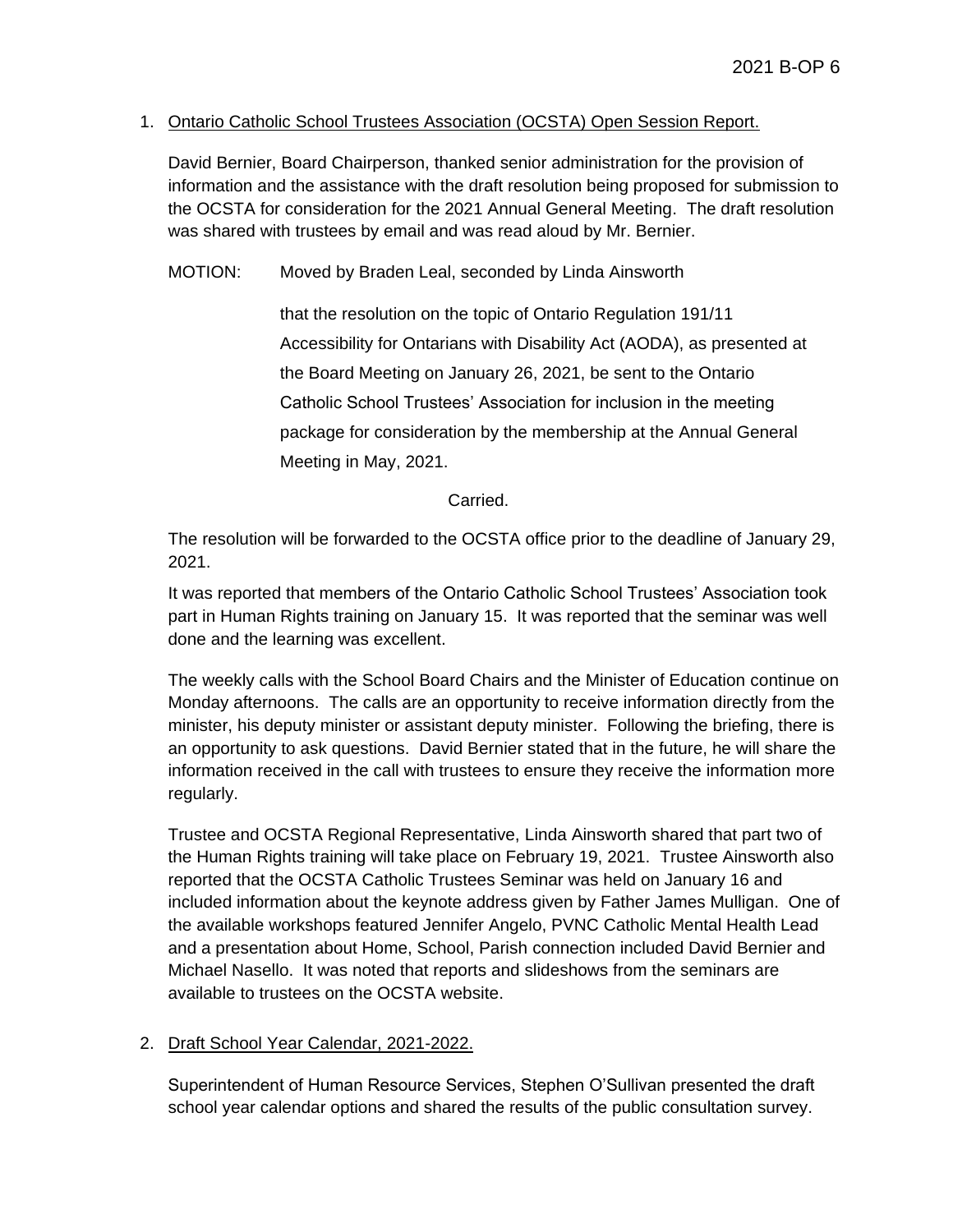1. Ontario Catholic School Trustees Association (OCSTA) Open Session Report.

   David Bernier, Board Chairperson, thanked senior administration for the provision of information and the assistance with the draft resolution being proposed for submission to the OCSTA for consideration for the 2021 Annual General Meeting. The draft resolution was shared with trustees by email and was read aloud by Mr. Bernier.

   MOTION: Moved by Braden Leal, seconded by Linda Ainsworth

   that the resolution on the topic of Ontario Regulation 191/11 Accessibility for Ontarians with Disability Act (AODA), as presented at the Board Meeting on January 26, 2021, be sent to the Ontario Catholic School Trustees' Association for inclusion in the meeting package for consideration by the membership at the Annual General Meeting in May, 2021.

   Carried.

   The resolution will be forwarded to the OCSTA office prior to the deadline of January 29, 2021.

   It was reported that members of the Ontario Catholic School Trustees' Association took part in Human Rights training on January 15. It was reported that the seminar was well done and the learning was excellent.

   The weekly calls with the School Board Chairs and the Minister of Education continue on Monday afternoons. The calls are an opportunity to receive information directly from the minister, his deputy minister or assistant deputy minister. Following the briefing, there is an opportunity to ask questions. David Bernier stated that in the future, he will share the information received in the call with trustees to ensure they receive the information more regularly.

   Trustee and OCSTA Regional Representative, Linda Ainsworth shared that part two of the Human Rights training will take place on February 19, 2021. Trustee Ainsworth also reported that the OCSTA Catholic Trustees Seminar was held on January 16 and included information about the keynote address given by Father James Mulligan. One of the available workshops featured Jennifer Angelo, PVNC Catholic Mental Health Lead and a presentation about Home, School, Parish connection included David Bernier and Michael Nasello. It was noted that reports and slideshows from the seminars are available to trustees on the OCSTA website.

2. Draft School Year Calendar, 2021-2022.

   Superintendent of Human Resource Services, Stephen O'Sullivan presented the draft school year calendar options and shared the results of the public consultation survey.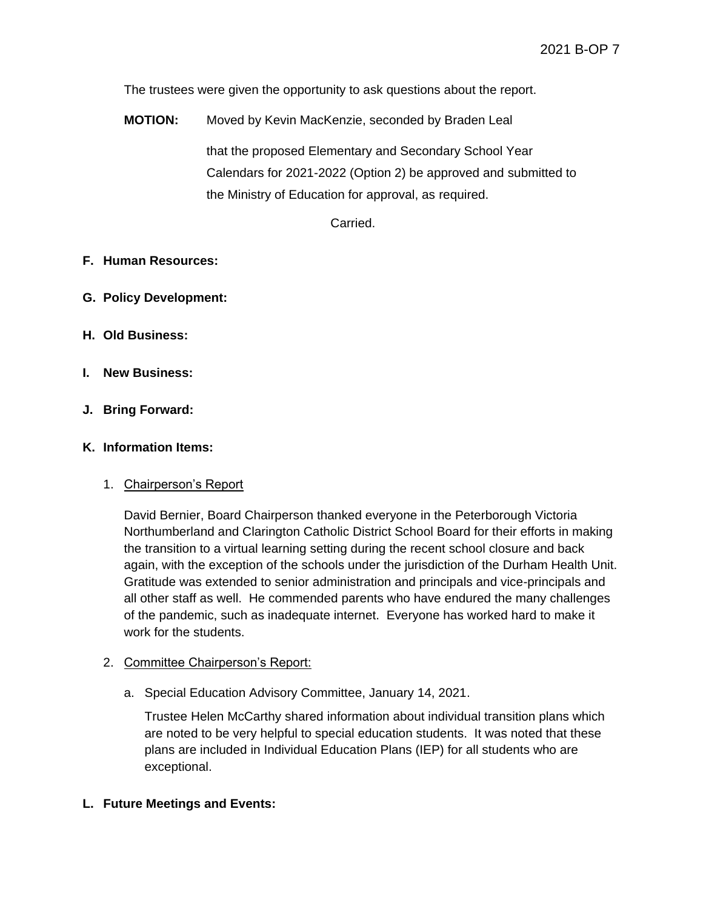The trustees were given the opportunity to ask questions about the report.

**MOTION:** Moved by Kevin MacKenzie, seconded by Braden Leal

that the proposed Elementary and Secondary School Year Calendars for 2021-2022 (Option 2) be approved and submitted to the Ministry of Education for approval, as required.

Carried.

**F. Human Resources:**

**G. Policy Development:**

**H. Old Business:**

**I. New Business:**

**J. Bring Forward:**

**K. Information Items:**

1. Chairperson's Report

   David Bernier, Board Chairperson thanked everyone in the Peterborough Victoria Northumberland and Clarington Catholic District School Board for their efforts in making the transition to a virtual learning setting during the recent school closure and back again, with the exception of the schools under the jurisdiction of the Durham Health Unit. Gratitude was extended to senior administration and principals and vice-principals and all other staff as well. He commended parents who have endured the many challenges of the pandemic, such as inadequate internet. Everyone has worked hard to make it work for the students.

2. Committee Chairperson's Report:

   a. Special Education Advisory Committee, January 14, 2021.

      Trustee Helen McCarthy shared information about individual transition plans which are noted to be very helpful to special education students. It was noted that these plans are included in Individual Education Plans (IEP) for all students who are exceptional.

**L. Future Meetings and Events:**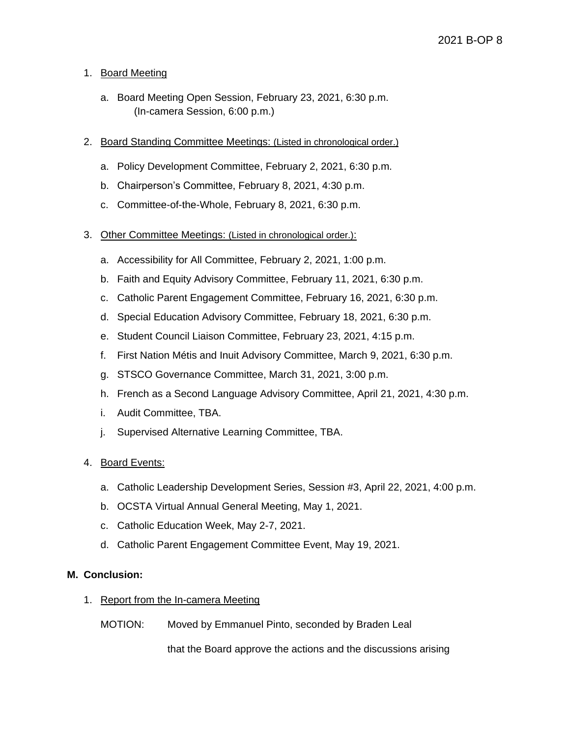1. Board Meeting

    a. Board Meeting Open Session, February 23, 2021, 6:30 p.m.
       (In-camera Session, 6:00 p.m.)

2. Board Standing Committee Meetings: (Listed in chronological order.)

    a. Policy Development Committee, February 2, 2021, 6:30 p.m.

    b. Chairperson's Committee, February 8, 2021, 4:30 p.m.

    c. Committee-of-the-Whole, February 8, 2021, 6:30 p.m.

3. Other Committee Meetings: (Listed in chronological order.):

    a. Accessibility for All Committee, February 2, 2021, 1:00 p.m.

    b. Faith and Equity Advisory Committee, February 11, 2021, 6:30 p.m.

    c. Catholic Parent Engagement Committee, February 16, 2021, 6:30 p.m.

    d. Special Education Advisory Committee, February 18, 2021, 6:30 p.m.

    e. Student Council Liaison Committee, February 23, 2021, 4:15 p.m.

    f. First Nation Métis and Inuit Advisory Committee, March 9, 2021, 6:30 p.m.

    g. STSCO Governance Committee, March 31, 2021, 3:00 p.m.

    h. French as a Second Language Advisory Committee, April 21, 2021, 4:30 p.m.

    i. Audit Committee, TBA.

    j. Supervised Alternative Learning Committee, TBA.

4. Board Events:

    a. Catholic Leadership Development Series, Session #3, April 22, 2021, 4:00 p.m.

    b. OCSTA Virtual Annual General Meeting, May 1, 2021.

    c. Catholic Education Week, May 2-7, 2021.

    d. Catholic Parent Engagement Committee Event, May 19, 2021.

**M. Conclusion:**

1. Report from the In-camera Meeting

   MOTION: Moved by Emmanuel Pinto, seconded by Braden Leal

   that the Board approve the actions and the discussions arising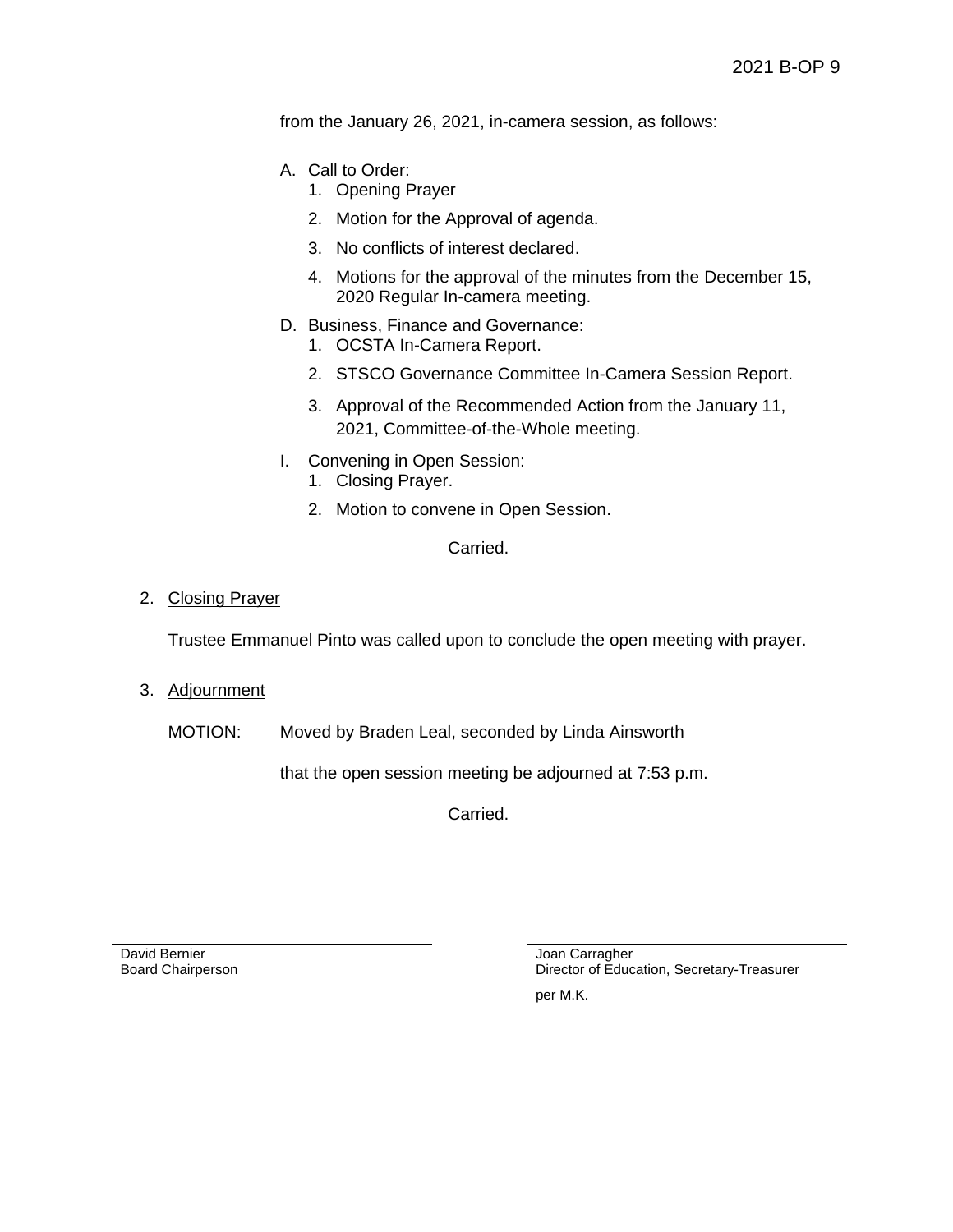from the January 26, 2021, in-camera session, as follows:

A. Call to Order:
   1. Opening Prayer
   2. Motion for the Approval of agenda.
   3. No conflicts of interest declared.
   4. Motions for the approval of the minutes from the December 15, 2020 Regular In-camera meeting.

D. Business, Finance and Governance:
   1. OCSTA In-Camera Report.
   2. STSCO Governance Committee In-Camera Session Report.
   3. Approval of the Recommended Action from the January 11, 2021, Committee-of-the-Whole meeting.

I. Convening in Open Session:
   1. Closing Prayer.
   2. Motion to convene in Open Session.

Carried.

2. <u>Closing Prayer</u>

   Trustee Emmanuel Pinto was called upon to conclude the open meeting with prayer.

3. <u>Adjournment</u>

   MOTION: Moved by Braden Leal, seconded by Linda Ainsworth

   that the open session meeting be adjourned at 7:53 p.m.

   Carried.

David Bernier
Board Chairperson

Joan Carragher
Director of Education, Secretary-Treasurer

per M.K.